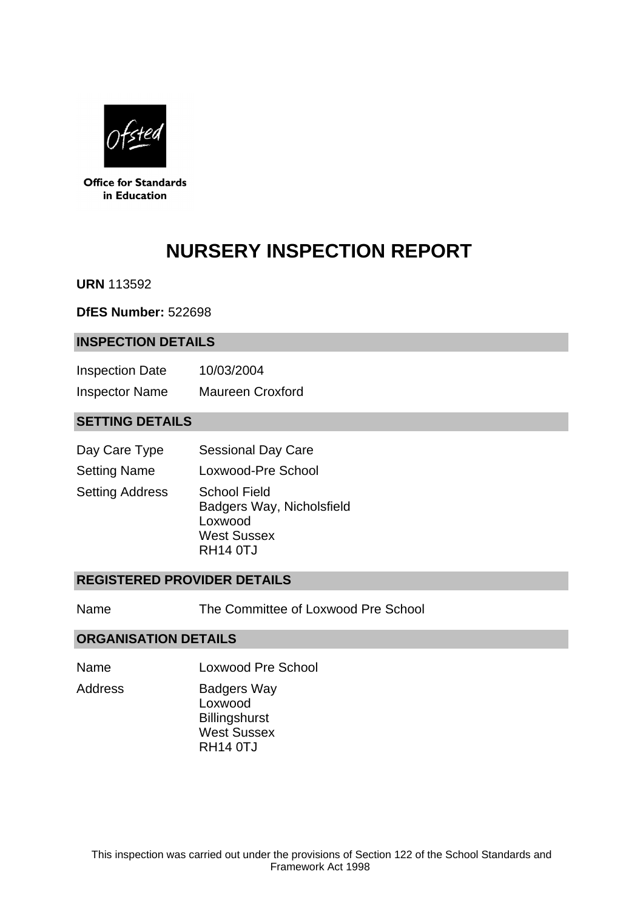Office for Standards in Education

# NURSERY INSPECTION REPORT

**URN** 113592

**DfES Number:** 522698

## INSPECTION DETAILS

| | |
|---|---|
| Inspection Date | 10/03/2004 |
| Inspector Name | Maureen Croxford |

## SETTING DETAILS

| | |
|---|---|
| Day Care Type | Sessional Day Care |
| Setting Name | Loxwood-Pre School |
| Setting Address | School Field<br>Badgers Way, Nicholsfield<br>Loxwood<br>West Sussex<br>RH14 0TJ |

## REGISTERED PROVIDER DETAILS

| | |
|---|---|
| Name | The Committee of Loxwood Pre School |

## ORGANISATION DETAILS

| | |
|---|---|
| Name | Loxwood Pre School |
| Address | Badgers Way<br>Loxwood<br>Billingshurst<br>West Sussex<br>RH14 0TJ |

This inspection was carried out under the provisions of Section 122 of the School Standards and Framework Act 1998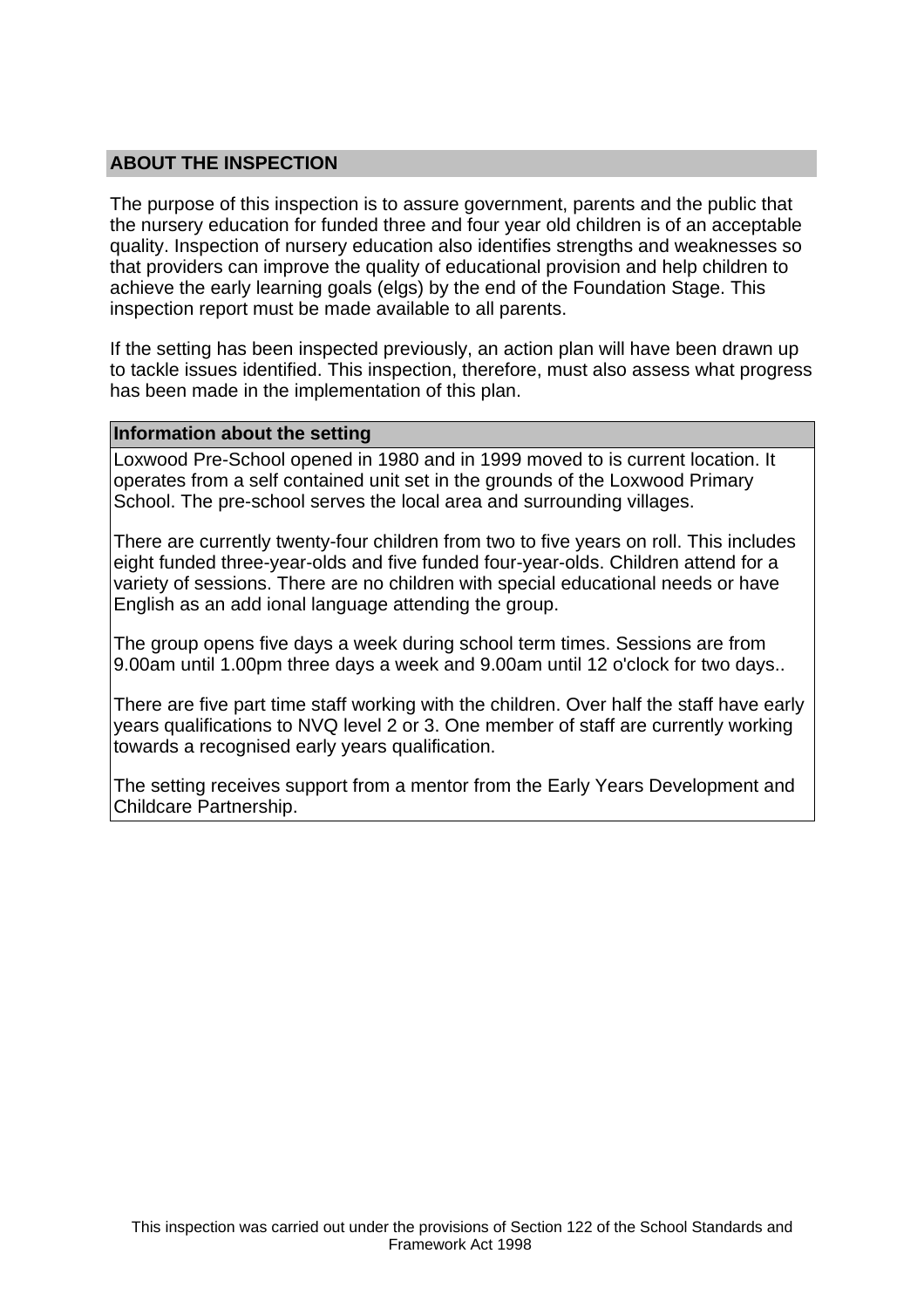## ABOUT THE INSPECTION

The purpose of this inspection is to assure government, parents and the public that the nursery education for funded three and four year old children is of an acceptable quality. Inspection of nursery education also identifies strengths and weaknesses so that providers can improve the quality of educational provision and help children to achieve the early learning goals (elgs) by the end of the Foundation Stage. This inspection report must be made available to all parents.

If the setting has been inspected previously, an action plan will have been drawn up to tackle issues identified. This inspection, therefore, must also assess what progress has been made in the implementation of this plan.

### Information about the setting

Loxwood Pre-School opened in 1980 and in 1999 moved to is current location. It operates from a self contained unit set in the grounds of the Loxwood Primary School. The pre-school serves the local area and surrounding villages.

There are currently twenty-four children from two to five years on roll. This includes eight funded three-year-olds and five funded four-year-olds. Children attend for a variety of sessions. There are no children with special educational needs or have English as an add ional language attending the group.

The group opens five days a week during school term times. Sessions are from 9.00am until 1.00pm three days a week and 9.00am until 12 o'clock for two days..

There are five part time staff working with the children. Over half the staff have early years qualifications to NVQ level 2 or 3. One member of staff are currently working towards a recognised early years qualification.

The setting receives support from a mentor from the Early Years Development and Childcare Partnership.

This inspection was carried out under the provisions of Section 122 of the School Standards and Framework Act 1998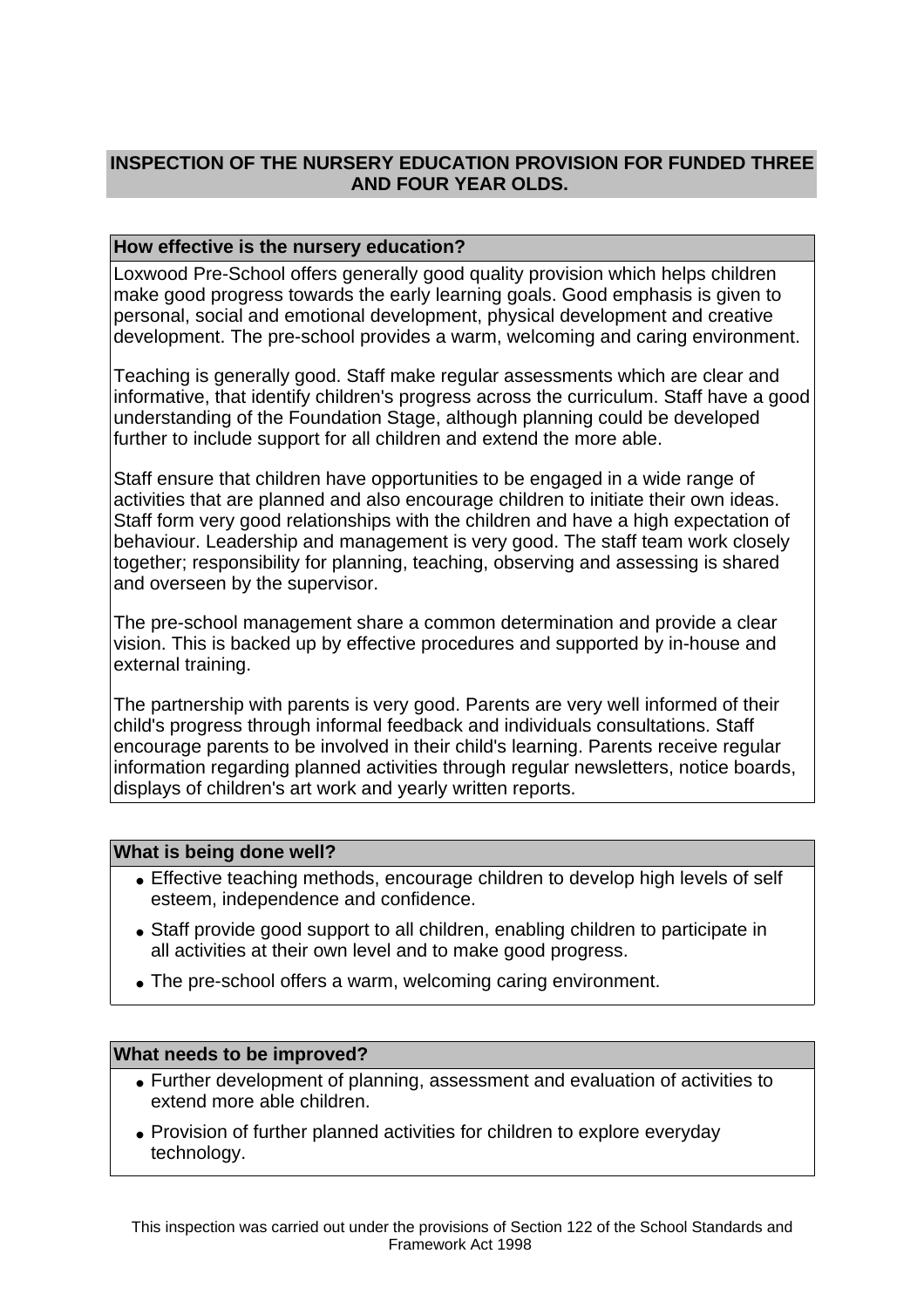## INSPECTION OF THE NURSERY EDUCATION PROVISION FOR FUNDED THREE AND FOUR YEAR OLDS.

### How effective is the nursery education?

Loxwood Pre-School offers generally good quality provision which helps children make good progress towards the early learning goals. Good emphasis is given to personal, social and emotional development, physical development and creative development. The pre-school provides a warm, welcoming and caring environment.

Teaching is generally good. Staff make regular assessments which are clear and informative, that identify children's progress across the curriculum. Staff have a good understanding of the Foundation Stage, although planning could be developed further to include support for all children and extend the more able.

Staff ensure that children have opportunities to be engaged in a wide range of activities that are planned and also encourage children to initiate their own ideas. Staff form very good relationships with the children and have a high expectation of behaviour. Leadership and management is very good. The staff team work closely together; responsibility for planning, teaching, observing and assessing is shared and overseen by the supervisor.

The pre-school management share a common determination and provide a clear vision. This is backed up by effective procedures and supported by in-house and external training.

The partnership with parents is very good. Parents are very well informed of their child's progress through informal feedback and individuals consultations. Staff encourage parents to be involved in their child's learning. Parents receive regular information regarding planned activities through regular newsletters, notice boards, displays of children's art work and yearly written reports.

### What is being done well?

- Effective teaching methods, encourage children to develop high levels of self esteem, independence and confidence.
- Staff provide good support to all children, enabling children to participate in all activities at their own level and to make good progress.
- The pre-school offers a warm, welcoming caring environment.

### What needs to be improved?

- Further development of planning, assessment and evaluation of activities to extend more able children.
- Provision of further planned activities for children to explore everyday technology.

This inspection was carried out under the provisions of Section 122 of the School Standards and Framework Act 1998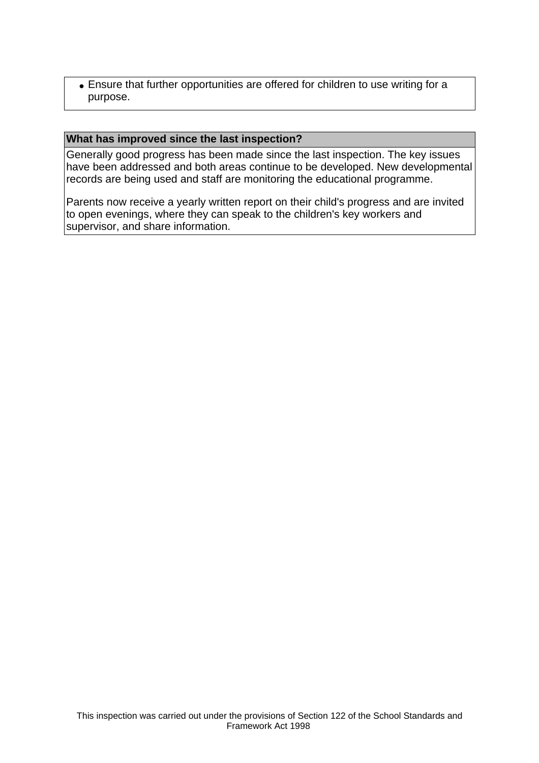- Ensure that further opportunities are offered for children to use writing for a purpose.

## What has improved since the last inspection?

Generally good progress has been made since the last inspection. The key issues have been addressed and both areas continue to be developed. New developmental records are being used and staff are monitoring the educational programme.

Parents now receive a yearly written report on their child's progress and are invited to open evenings, where they can speak to the children's key workers and supervisor, and share information.

This inspection was carried out under the provisions of Section 122 of the School Standards and Framework Act 1998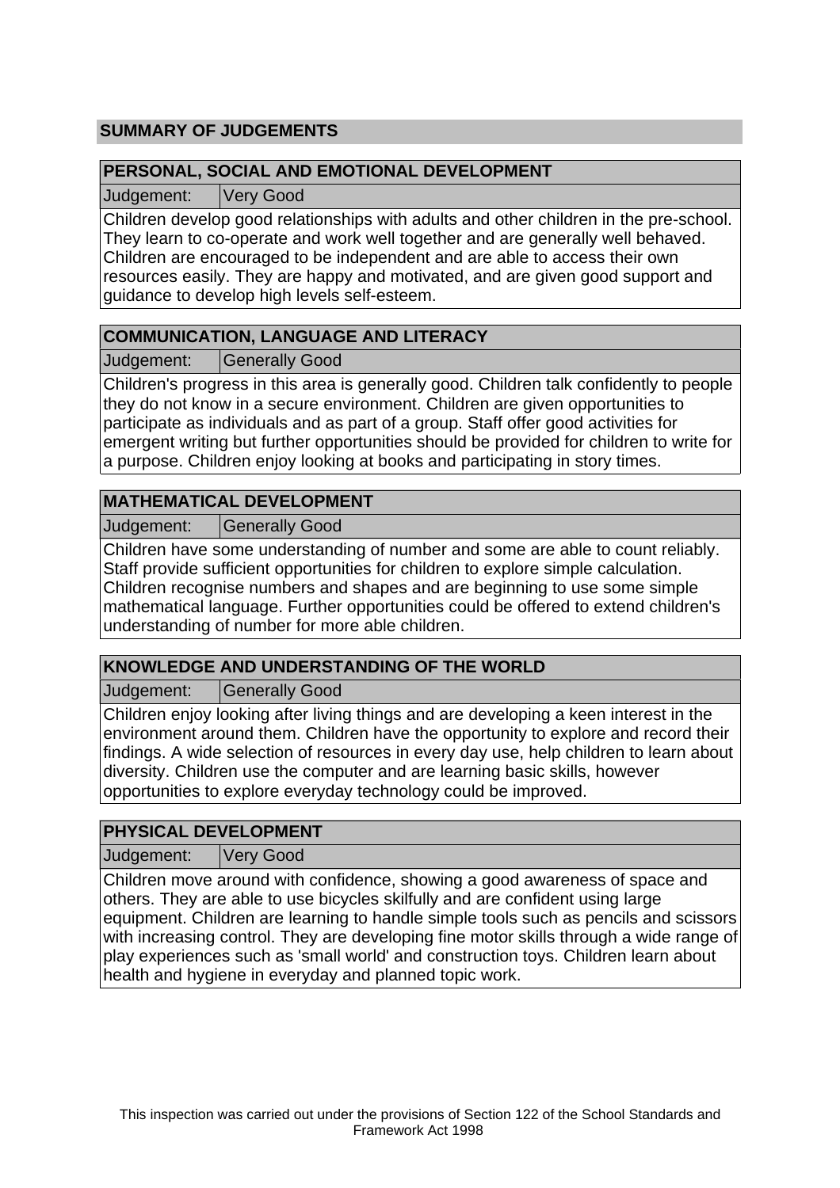## SUMMARY OF JUDGEMENTS

### PERSONAL, SOCIAL AND EMOTIONAL DEVELOPMENT

| Judgement: | Very Good |
|---|---|

Children develop good relationships with adults and other children in the pre-school. They learn to co-operate and work well together and are generally well behaved. Children are encouraged to be independent and are able to access their own resources easily. They are happy and motivated, and are given good support and guidance to develop high levels self-esteem.

### COMMUNICATION, LANGUAGE AND LITERACY

| Judgement: | Generally Good |
|---|---|

Children's progress in this area is generally good. Children talk confidently to people they do not know in a secure environment. Children are given opportunities to participate as individuals and as part of a group. Staff offer good activities for emergent writing but further opportunities should be provided for children to write for a purpose. Children enjoy looking at books and participating in story times.

### MATHEMATICAL DEVELOPMENT

| Judgement: | Generally Good |
|---|---|

Children have some understanding of number and some are able to count reliably. Staff provide sufficient opportunities for children to explore simple calculation. Children recognise numbers and shapes and are beginning to use some simple mathematical language. Further opportunities could be offered to extend children's understanding of number for more able children.

### KNOWLEDGE AND UNDERSTANDING OF THE WORLD

| Judgement: | Generally Good |
|---|---|

Children enjoy looking after living things and are developing a keen interest in the environment around them. Children have the opportunity to explore and record their findings. A wide selection of resources in every day use, help children to learn about diversity. Children use the computer and are learning basic skills, however opportunities to explore everyday technology could be improved.

### PHYSICAL DEVELOPMENT

| Judgement: | Very Good |
|---|---|

Children move around with confidence, showing a good awareness of space and others. They are able to use bicycles skilfully and are confident using large equipment. Children are learning to handle simple tools such as pencils and scissors with increasing control. They are developing fine motor skills through a wide range of play experiences such as 'small world' and construction toys. Children learn about health and hygiene in everyday and planned topic work.

This inspection was carried out under the provisions of Section 122 of the School Standards and Framework Act 1998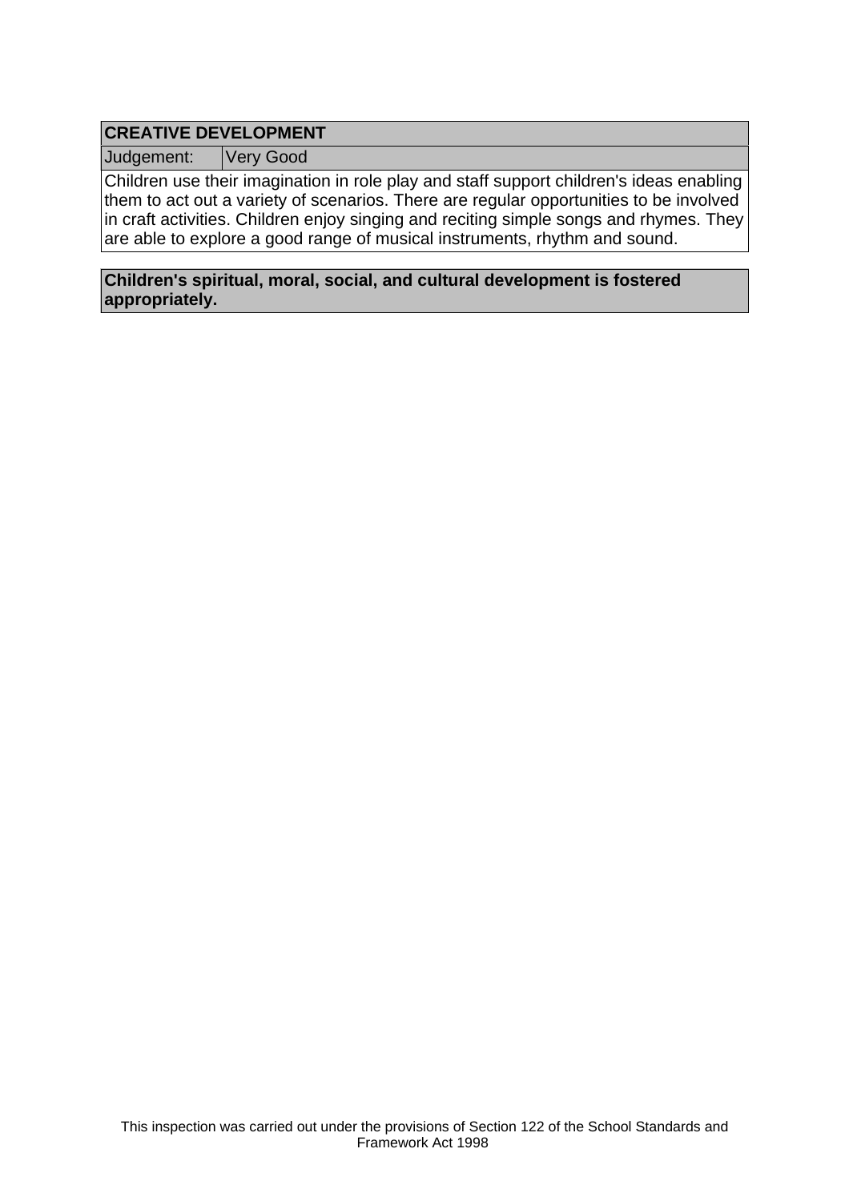| **CREATIVE DEVELOPMENT** | |
|---|---|
| Judgement: | Very Good |

Children use their imagination in role play and staff support children's ideas enabling them to act out a variety of scenarios. There are regular opportunities to be involved in craft activities. Children enjoy singing and reciting simple songs and rhymes. They are able to explore a good range of musical instruments, rhythm and sound.

**Children's spiritual, moral, social, and cultural development is fostered appropriately.**

This inspection was carried out under the provisions of Section 122 of the School Standards and Framework Act 1998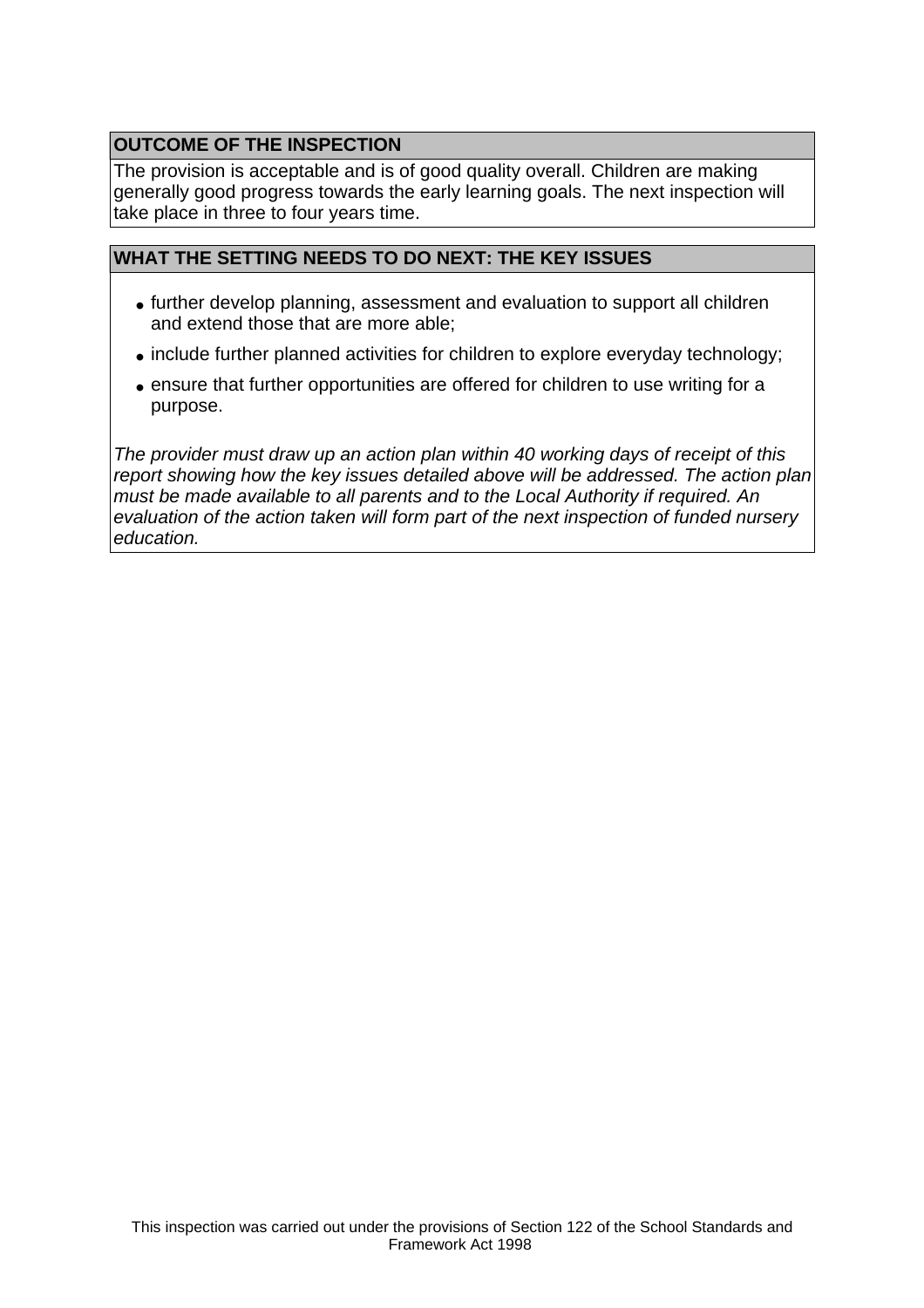## OUTCOME OF THE INSPECTION

The provision is acceptable and is of good quality overall. Children are making generally good progress towards the early learning goals. The next inspection will take place in three to four years time.

## WHAT THE SETTING NEEDS TO DO NEXT: THE KEY ISSUES

- further develop planning, assessment and evaluation to support all children and extend those that are more able;
- include further planned activities for children to explore everyday technology;
- ensure that further opportunities are offered for children to use writing for a purpose.

*The provider must draw up an action plan within 40 working days of receipt of this report showing how the key issues detailed above will be addressed. The action plan must be made available to all parents and to the Local Authority if required. An evaluation of the action taken will form part of the next inspection of funded nursery education.*

This inspection was carried out under the provisions of Section 122 of the School Standards and Framework Act 1998